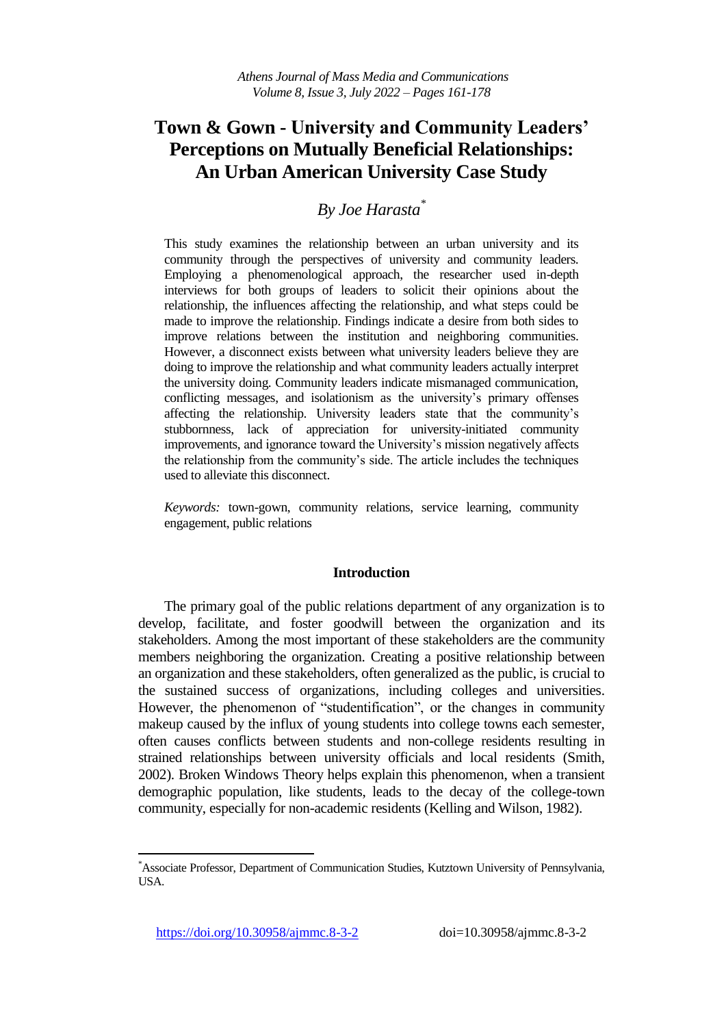# Town & Gown - University and Community Leaders' Perceptions on Mutually Beneficial Relationships: An Urban American University Case Study

*By Joe Harasta*[*]

This study examines the relationship between an urban university and its community through the perspectives of university and community leaders. Employing a phenomenological approach, the researcher used in-depth interviews for both groups of leaders to solicit their opinions about the relationship, the influences affecting the relationship, and what steps could be made to improve the relationship. Findings indicate a desire from both sides to improve relations between the institution and neighboring communities. However, a disconnect exists between what university leaders believe they are doing to improve the relationship and what community leaders actually interpret the university doing. Community leaders indicate mismanaged communication, conflicting messages, and isolationism as the university's primary offenses affecting the relationship. University leaders state that the community's stubbornness, lack of appreciation for university-initiated community improvements, and ignorance toward the University's mission negatively affects the relationship from the community's side. The article includes the techniques used to alleviate this disconnect.

*Keywords:* town-gown, community relations, service learning, community engagement, public relations

## Introduction

The primary goal of the public relations department of any organization is to develop, facilitate, and foster goodwill between the organization and its stakeholders. Among the most important of these stakeholders are the community members neighboring the organization. Creating a positive relationship between an organization and these stakeholders, often generalized as the public, is crucial to the sustained success of organizations, including colleges and universities. However, the phenomenon of "studentification", or the changes in community makeup caused by the influx of young students into college towns each semester, often causes conflicts between students and non-college residents resulting in strained relationships between university officials and local residents (Smith, 2002). Broken Windows Theory helps explain this phenomenon, when a transient demographic population, like students, leads to the decay of the college-town community, especially for non-academic residents (Kelling and Wilson, 1982).

---

[*] Associate Professor, Department of Communication Studies, Kutztown University of Pennsylvania, USA.

https://doi.org/10.30958/ajmmc.8-3-2 doi=10.30958/ajmmc.8-3-2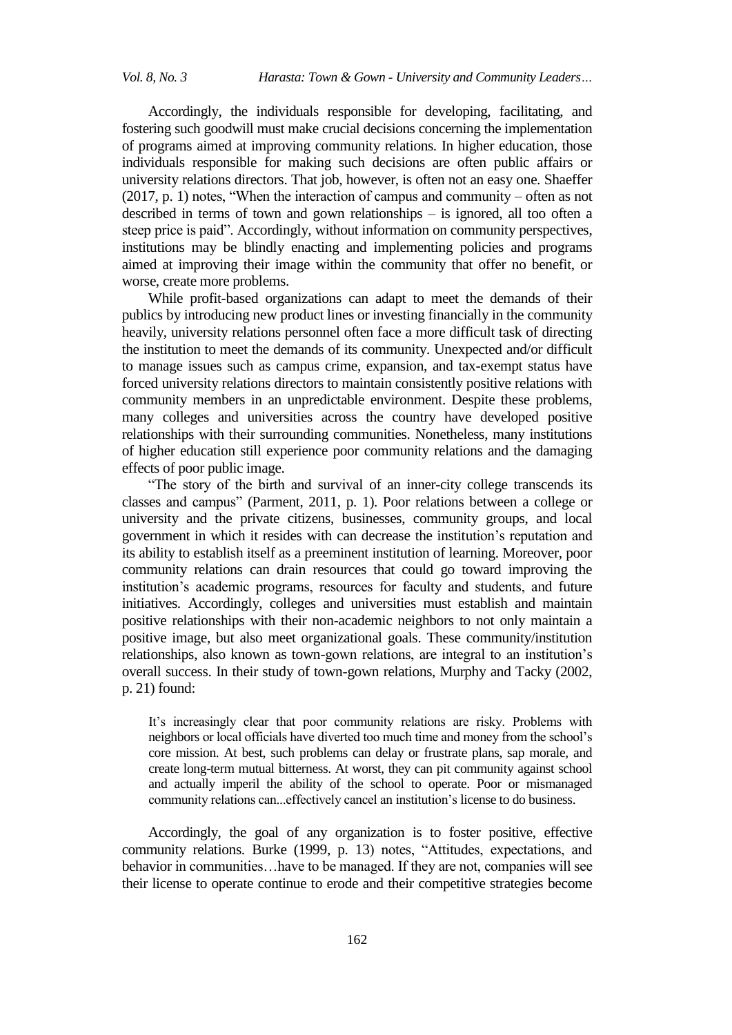Accordingly, the individuals responsible for developing, facilitating, and fostering such goodwill must make crucial decisions concerning the implementation of programs aimed at improving community relations. In higher education, those individuals responsible for making such decisions are often public affairs or university relations directors. That job, however, is often not an easy one. Shaeffer (2017, p. 1) notes, "When the interaction of campus and community – often as not described in terms of town and gown relationships – is ignored, all too often a steep price is paid". Accordingly, without information on community perspectives, institutions may be blindly enacting and implementing policies and programs aimed at improving their image within the community that offer no benefit, or worse, create more problems.

While profit-based organizations can adapt to meet the demands of their publics by introducing new product lines or investing financially in the community heavily, university relations personnel often face a more difficult task of directing the institution to meet the demands of its community. Unexpected and/or difficult to manage issues such as campus crime, expansion, and tax-exempt status have forced university relations directors to maintain consistently positive relations with community members in an unpredictable environment. Despite these problems, many colleges and universities across the country have developed positive relationships with their surrounding communities. Nonetheless, many institutions of higher education still experience poor community relations and the damaging effects of poor public image.

"The story of the birth and survival of an inner-city college transcends its classes and campus" (Parment, 2011, p. 1). Poor relations between a college or university and the private citizens, businesses, community groups, and local government in which it resides with can decrease the institution's reputation and its ability to establish itself as a preeminent institution of learning. Moreover, poor community relations can drain resources that could go toward improving the institution's academic programs, resources for faculty and students, and future initiatives. Accordingly, colleges and universities must establish and maintain positive relationships with their non-academic neighbors to not only maintain a positive image, but also meet organizational goals. These community/institution relationships, also known as town-gown relations, are integral to an institution's overall success. In their study of town-gown relations, Murphy and Tacky (2002, p. 21) found:

> It's increasingly clear that poor community relations are risky. Problems with neighbors or local officials have diverted too much time and money from the school's core mission. At best, such problems can delay or frustrate plans, sap morale, and create long-term mutual bitterness. At worst, they can pit community against school and actually imperil the ability of the school to operate. Poor or mismanaged community relations can...effectively cancel an institution's license to do business.

Accordingly, the goal of any organization is to foster positive, effective community relations. Burke (1999, p. 13) notes, "Attitudes, expectations, and behavior in communities…have to be managed. If they are not, companies will see their license to operate continue to erode and their competitive strategies become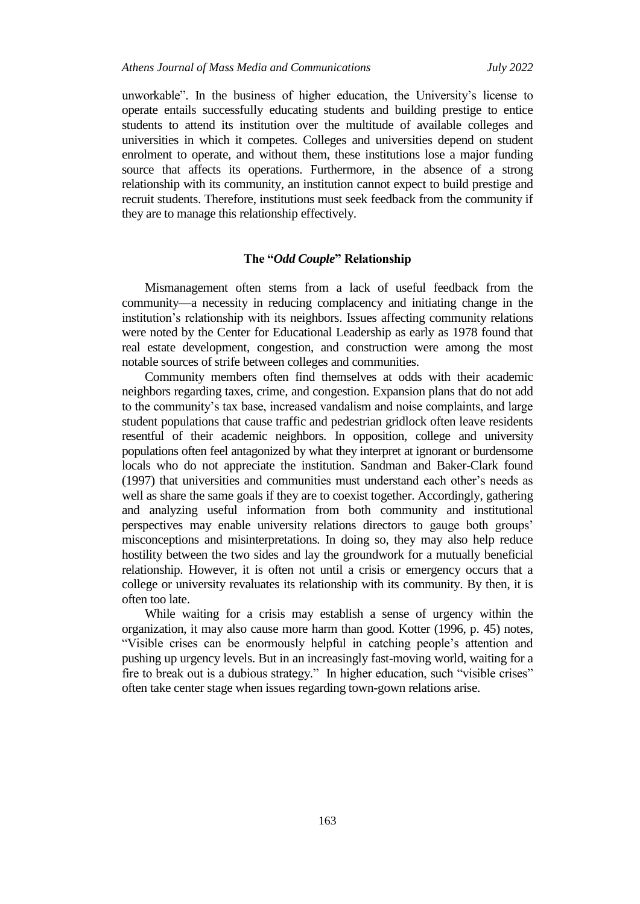unworkable". In the business of higher education, the University's license to operate entails successfully educating students and building prestige to entice students to attend its institution over the multitude of available colleges and universities in which it competes. Colleges and universities depend on student enrolment to operate, and without them, these institutions lose a major funding source that affects its operations. Furthermore, in the absence of a strong relationship with its community, an institution cannot expect to build prestige and recruit students. Therefore, institutions must seek feedback from the community if they are to manage this relationship effectively.

## The "*Odd Couple*" Relationship

Mismanagement often stems from a lack of useful feedback from the community—a necessity in reducing complacency and initiating change in the institution's relationship with its neighbors. Issues affecting community relations were noted by the Center for Educational Leadership as early as 1978 found that real estate development, congestion, and construction were among the most notable sources of strife between colleges and communities.

Community members often find themselves at odds with their academic neighbors regarding taxes, crime, and congestion. Expansion plans that do not add to the community's tax base, increased vandalism and noise complaints, and large student populations that cause traffic and pedestrian gridlock often leave residents resentful of their academic neighbors. In opposition, college and university populations often feel antagonized by what they interpret at ignorant or burdensome locals who do not appreciate the institution. Sandman and Baker-Clark found (1997) that universities and communities must understand each other's needs as well as share the same goals if they are to coexist together. Accordingly, gathering and analyzing useful information from both community and institutional perspectives may enable university relations directors to gauge both groups' misconceptions and misinterpretations. In doing so, they may also help reduce hostility between the two sides and lay the groundwork for a mutually beneficial relationship. However, it is often not until a crisis or emergency occurs that a college or university revaluates its relationship with its community. By then, it is often too late.

While waiting for a crisis may establish a sense of urgency within the organization, it may also cause more harm than good. Kotter (1996, p. 45) notes, "Visible crises can be enormously helpful in catching people's attention and pushing up urgency levels. But in an increasingly fast-moving world, waiting for a fire to break out is a dubious strategy." In higher education, such "visible crises" often take center stage when issues regarding town-gown relations arise.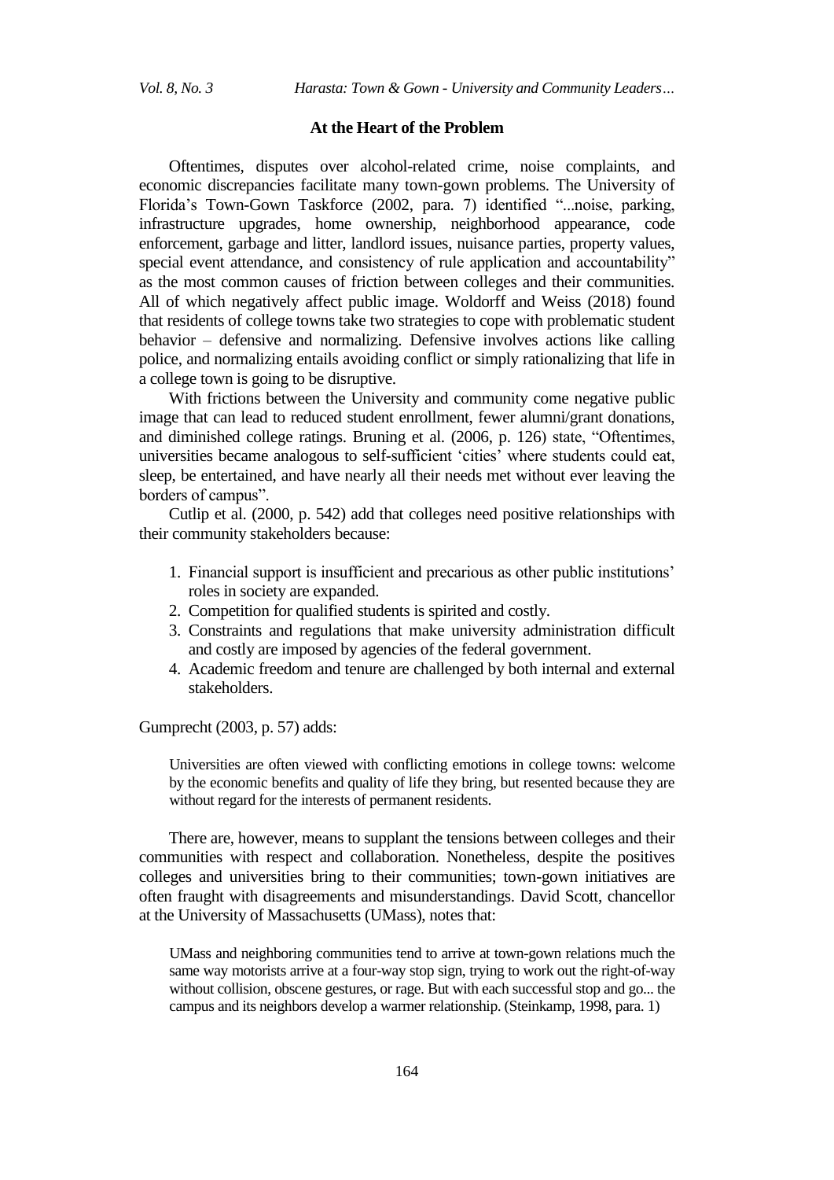## At the Heart of the Problem

Oftentimes, disputes over alcohol-related crime, noise complaints, and economic discrepancies facilitate many town-gown problems. The University of Florida's Town-Gown Taskforce (2002, para. 7) identified "...noise, parking, infrastructure upgrades, home ownership, neighborhood appearance, code enforcement, garbage and litter, landlord issues, nuisance parties, property values, special event attendance, and consistency of rule application and accountability" as the most common causes of friction between colleges and their communities. All of which negatively affect public image. Woldorff and Weiss (2018) found that residents of college towns take two strategies to cope with problematic student behavior – defensive and normalizing. Defensive involves actions like calling police, and normalizing entails avoiding conflict or simply rationalizing that life in a college town is going to be disruptive.

With frictions between the University and community come negative public image that can lead to reduced student enrollment, fewer alumni/grant donations, and diminished college ratings. Bruning et al. (2006, p. 126) state, "Oftentimes, universities became analogous to self-sufficient 'cities' where students could eat, sleep, be entertained, and have nearly all their needs met without ever leaving the borders of campus".

Cutlip et al. (2000, p. 542) add that colleges need positive relationships with their community stakeholders because:

1. Financial support is insufficient and precarious as other public institutions' roles in society are expanded.
2. Competition for qualified students is spirited and costly.
3. Constraints and regulations that make university administration difficult and costly are imposed by agencies of the federal government.
4. Academic freedom and tenure are challenged by both internal and external stakeholders.

Gumprecht (2003, p. 57) adds:

> Universities are often viewed with conflicting emotions in college towns: welcome by the economic benefits and quality of life they bring, but resented because they are without regard for the interests of permanent residents.

There are, however, means to supplant the tensions between colleges and their communities with respect and collaboration. Nonetheless, despite the positives colleges and universities bring to their communities; town-gown initiatives are often fraught with disagreements and misunderstandings. David Scott, chancellor at the University of Massachusetts (UMass), notes that:

> UMass and neighboring communities tend to arrive at town-gown relations much the same way motorists arrive at a four-way stop sign, trying to work out the right-of-way without collision, obscene gestures, or rage. But with each successful stop and go... the campus and its neighbors develop a warmer relationship. (Steinkamp, 1998, para. 1)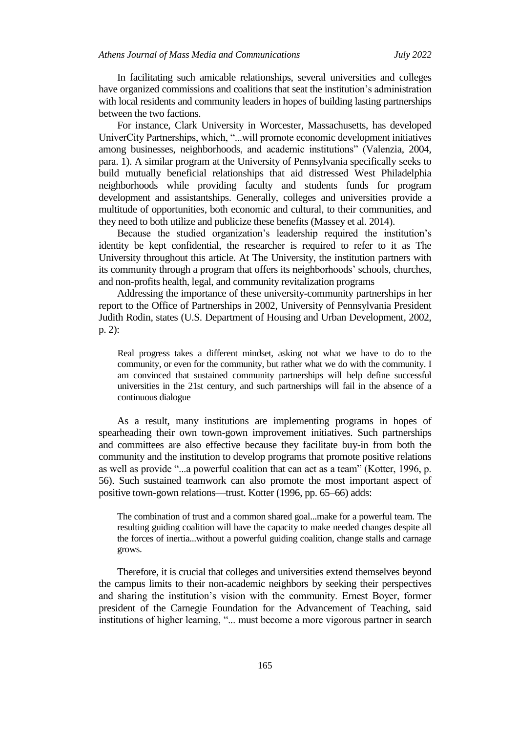In facilitating such amicable relationships, several universities and colleges have organized commissions and coalitions that seat the institution's administration with local residents and community leaders in hopes of building lasting partnerships between the two factions.

For instance, Clark University in Worcester, Massachusetts, has developed UniverCity Partnerships, which, "...will promote economic development initiatives among businesses, neighborhoods, and academic institutions" (Valenzia, 2004, para. 1). A similar program at the University of Pennsylvania specifically seeks to build mutually beneficial relationships that aid distressed West Philadelphia neighborhoods while providing faculty and students funds for program development and assistantships. Generally, colleges and universities provide a multitude of opportunities, both economic and cultural, to their communities, and they need to both utilize and publicize these benefits (Massey et al. 2014).

Because the studied organization's leadership required the institution's identity be kept confidential, the researcher is required to refer to it as The University throughout this article. At The University, the institution partners with its community through a program that offers its neighborhoods' schools, churches, and non-profits health, legal, and community revitalization programs

Addressing the importance of these university-community partnerships in her report to the Office of Partnerships in 2002, University of Pennsylvania President Judith Rodin, states (U.S. Department of Housing and Urban Development, 2002, p. 2):

> Real progress takes a different mindset, asking not what we have to do to the community, or even for the community, but rather what we do with the community. I am convinced that sustained community partnerships will help define successful universities in the 21st century, and such partnerships will fail in the absence of a continuous dialogue

As a result, many institutions are implementing programs in hopes of spearheading their own town-gown improvement initiatives. Such partnerships and committees are also effective because they facilitate buy-in from both the community and the institution to develop programs that promote positive relations as well as provide "...a powerful coalition that can act as a team" (Kotter, 1996, p. 56). Such sustained teamwork can also promote the most important aspect of positive town-gown relations—trust. Kotter (1996, pp. 65–66) adds:

> The combination of trust and a common shared goal...make for a powerful team. The resulting guiding coalition will have the capacity to make needed changes despite all the forces of inertia...without a powerful guiding coalition, change stalls and carnage grows.

Therefore, it is crucial that colleges and universities extend themselves beyond the campus limits to their non-academic neighbors by seeking their perspectives and sharing the institution's vision with the community. Ernest Boyer, former president of the Carnegie Foundation for the Advancement of Teaching, said institutions of higher learning, "... must become a more vigorous partner in search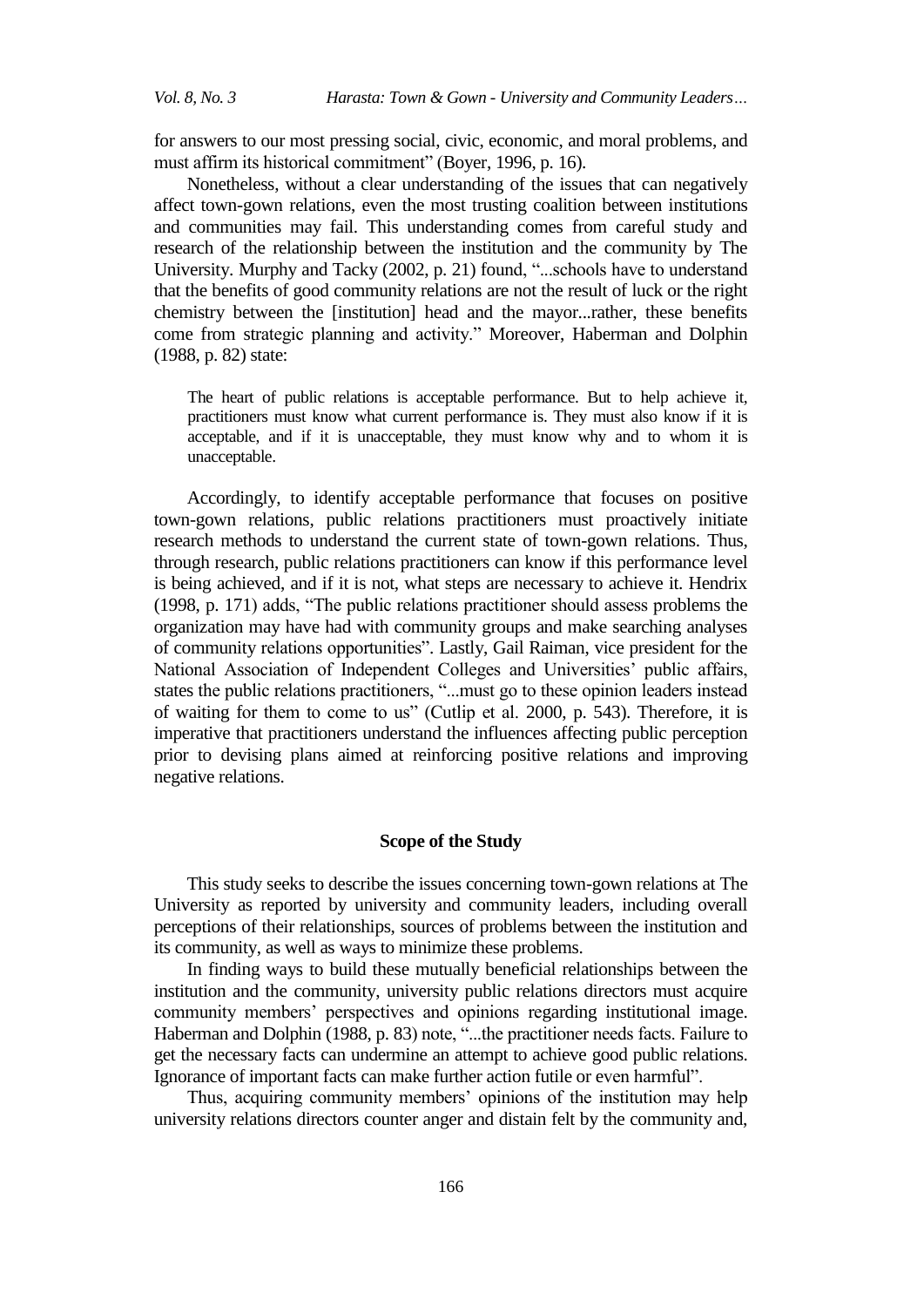for answers to our most pressing social, civic, economic, and moral problems, and must affirm its historical commitment" (Boyer, 1996, p. 16).

Nonetheless, without a clear understanding of the issues that can negatively affect town-gown relations, even the most trusting coalition between institutions and communities may fail. This understanding comes from careful study and research of the relationship between the institution and the community by The University. Murphy and Tacky (2002, p. 21) found, "...schools have to understand that the benefits of good community relations are not the result of luck or the right chemistry between the [institution] head and the mayor...rather, these benefits come from strategic planning and activity." Moreover, Haberman and Dolphin (1988, p. 82) state:

> The heart of public relations is acceptable performance. But to help achieve it, practitioners must know what current performance is. They must also know if it is acceptable, and if it is unacceptable, they must know why and to whom it is unacceptable.

Accordingly, to identify acceptable performance that focuses on positive town-gown relations, public relations practitioners must proactively initiate research methods to understand the current state of town-gown relations. Thus, through research, public relations practitioners can know if this performance level is being achieved, and if it is not, what steps are necessary to achieve it. Hendrix (1998, p. 171) adds, "The public relations practitioner should assess problems the organization may have had with community groups and make searching analyses of community relations opportunities". Lastly, Gail Raiman, vice president for the National Association of Independent Colleges and Universities' public affairs, states the public relations practitioners, "...must go to these opinion leaders instead of waiting for them to come to us" (Cutlip et al. 2000, p. 543). Therefore, it is imperative that practitioners understand the influences affecting public perception prior to devising plans aimed at reinforcing positive relations and improving negative relations.

## Scope of the Study

This study seeks to describe the issues concerning town-gown relations at The University as reported by university and community leaders, including overall perceptions of their relationships, sources of problems between the institution and its community, as well as ways to minimize these problems.

In finding ways to build these mutually beneficial relationships between the institution and the community, university public relations directors must acquire community members' perspectives and opinions regarding institutional image. Haberman and Dolphin (1988, p. 83) note, "...the practitioner needs facts. Failure to get the necessary facts can undermine an attempt to achieve good public relations. Ignorance of important facts can make further action futile or even harmful".

Thus, acquiring community members' opinions of the institution may help university relations directors counter anger and distain felt by the community and,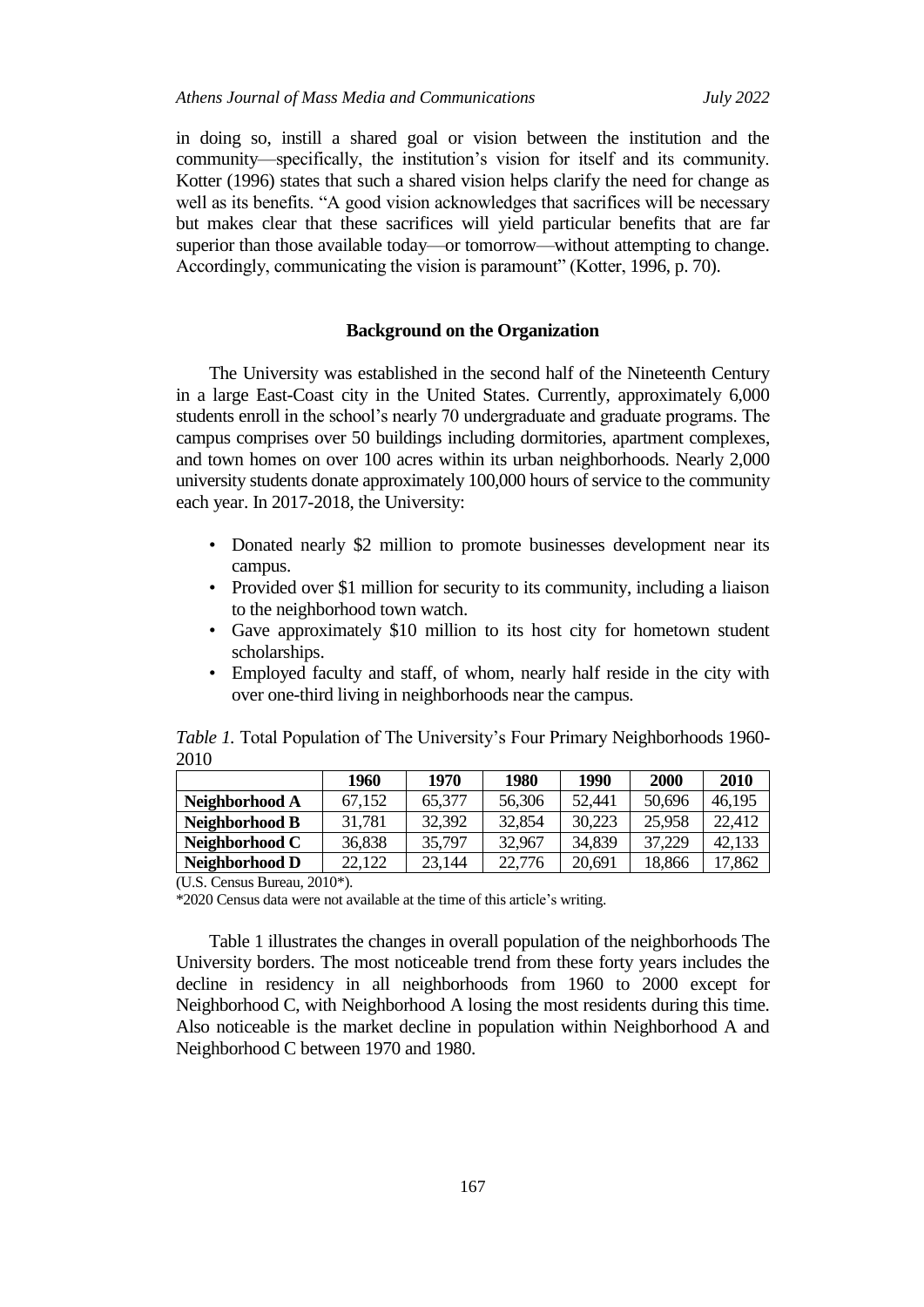in doing so, instill a shared goal or vision between the institution and the community—specifically, the institution's vision for itself and its community. Kotter (1996) states that such a shared vision helps clarify the need for change as well as its benefits. "A good vision acknowledges that sacrifices will be necessary but makes clear that these sacrifices will yield particular benefits that are far superior than those available today—or tomorrow—without attempting to change. Accordingly, communicating the vision is paramount" (Kotter, 1996, p. 70).

## Background on the Organization

The University was established in the second half of the Nineteenth Century in a large East-Coast city in the United States. Currently, approximately 6,000 students enroll in the school's nearly 70 undergraduate and graduate programs. The campus comprises over 50 buildings including dormitories, apartment complexes, and town homes on over 100 acres within its urban neighborhoods. Nearly 2,000 university students donate approximately 100,000 hours of service to the community each year. In 2017-2018, the University:

- Donated nearly $2 million to promote businesses development near its campus.
- Provided over $1 million for security to its community, including a liaison to the neighborhood town watch.
- Gave approximately $10 million to its host city for hometown student scholarships.
- Employed faculty and staff, of whom, nearly half reside in the city with over one-third living in neighborhoods near the campus.

*Table 1.* Total Population of The University's Four Primary Neighborhoods 1960-2010

| | 1960 | 1970 | 1980 | 1990 | 2000 | 2010 |
|---|---|---|---|---|---|---|
| **Neighborhood A** | 67,152 | 65,377 | 56,306 | 52,441 | 50,696 | 46,195 |
| **Neighborhood B** | 31,781 | 32,392 | 32,854 | 30,223 | 25,958 | 22,412 |
| **Neighborhood C** | 36,838 | 35,797 | 32,967 | 34,839 | 37,229 | 42,133 |
| **Neighborhood D** | 22,122 | 23,144 | 22,776 | 20,691 | 18,866 | 17,862 |

(U.S. Census Bureau, 2010*).

*2020 Census data were not available at the time of this article's writing.

Table 1 illustrates the changes in overall population of the neighborhoods The University borders. The most noticeable trend from these forty years includes the decline in residency in all neighborhoods from 1960 to 2000 except for Neighborhood C, with Neighborhood A losing the most residents during this time. Also noticeable is the market decline in population within Neighborhood A and Neighborhood C between 1970 and 1980.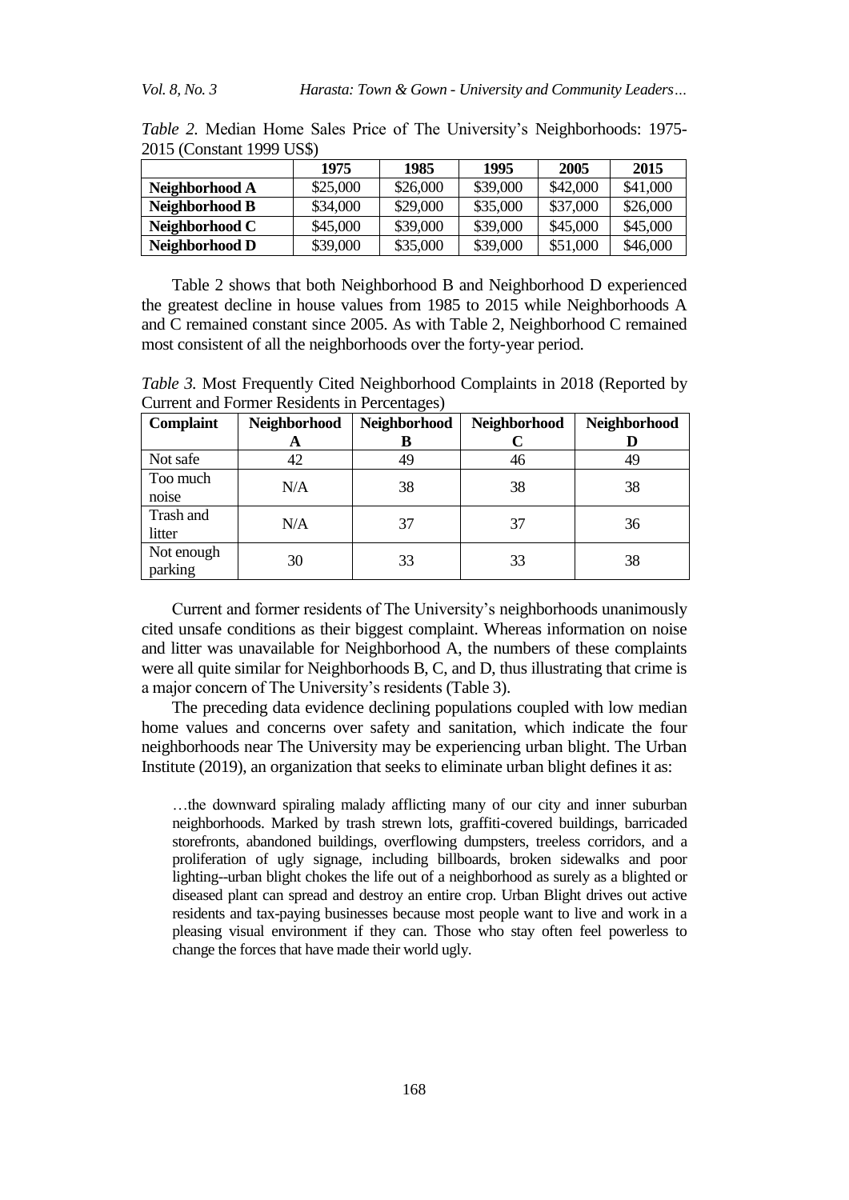*Table 2.* Median Home Sales Price of The University's Neighborhoods: 1975-2015 (Constant 1999 US$)

| | 1975 | 1985 | 1995 | 2005 | 2015 |
|---|---|---|---|---|---|
| **Neighborhood A** | $25,000 | $26,000 | $39,000 | $42,000 | $41,000 |
| **Neighborhood B** | $34,000 | $29,000 | $35,000 | $37,000 | $26,000 |
| **Neighborhood C** | $45,000 | $39,000 | $39,000 | $45,000 | $45,000 |
| **Neighborhood D** | $39,000 | $35,000 | $39,000 | $51,000 | $46,000 |

Table 2 shows that both Neighborhood B and Neighborhood D experienced the greatest decline in house values from 1985 to 2015 while Neighborhoods A and C remained constant since 2005. As with Table 2, Neighborhood C remained most consistent of all the neighborhoods over the forty-year period.

*Table 3.* Most Frequently Cited Neighborhood Complaints in 2018 (Reported by Current and Former Residents in Percentages)

| **Complaint** | **Neighborhood A** | **Neighborhood B** | **Neighborhood C** | **Neighborhood D** |
|---|---|---|---|---|
| Not safe | 42 | 49 | 46 | 49 |
| Too much noise | N/A | 38 | 38 | 38 |
| Trash and litter | N/A | 37 | 37 | 36 |
| Not enough parking | 30 | 33 | 33 | 38 |

Current and former residents of The University's neighborhoods unanimously cited unsafe conditions as their biggest complaint. Whereas information on noise and litter was unavailable for Neighborhood A, the numbers of these complaints were all quite similar for Neighborhoods B, C, and D, thus illustrating that crime is a major concern of The University's residents (Table 3).

The preceding data evidence declining populations coupled with low median home values and concerns over safety and sanitation, which indicate the four neighborhoods near The University may be experiencing urban blight. The Urban Institute (2019), an organization that seeks to eliminate urban blight defines it as:

> …the downward spiraling malady afflicting many of our city and inner suburban neighborhoods. Marked by trash strewn lots, graffiti-covered buildings, barricaded storefronts, abandoned buildings, overflowing dumpsters, treeless corridors, and a proliferation of ugly signage, including billboards, broken sidewalks and poor lighting--urban blight chokes the life out of a neighborhood as surely as a blighted or diseased plant can spread and destroy an entire crop. Urban Blight drives out active residents and tax-paying businesses because most people want to live and work in a pleasing visual environment if they can. Those who stay often feel powerless to change the forces that have made their world ugly.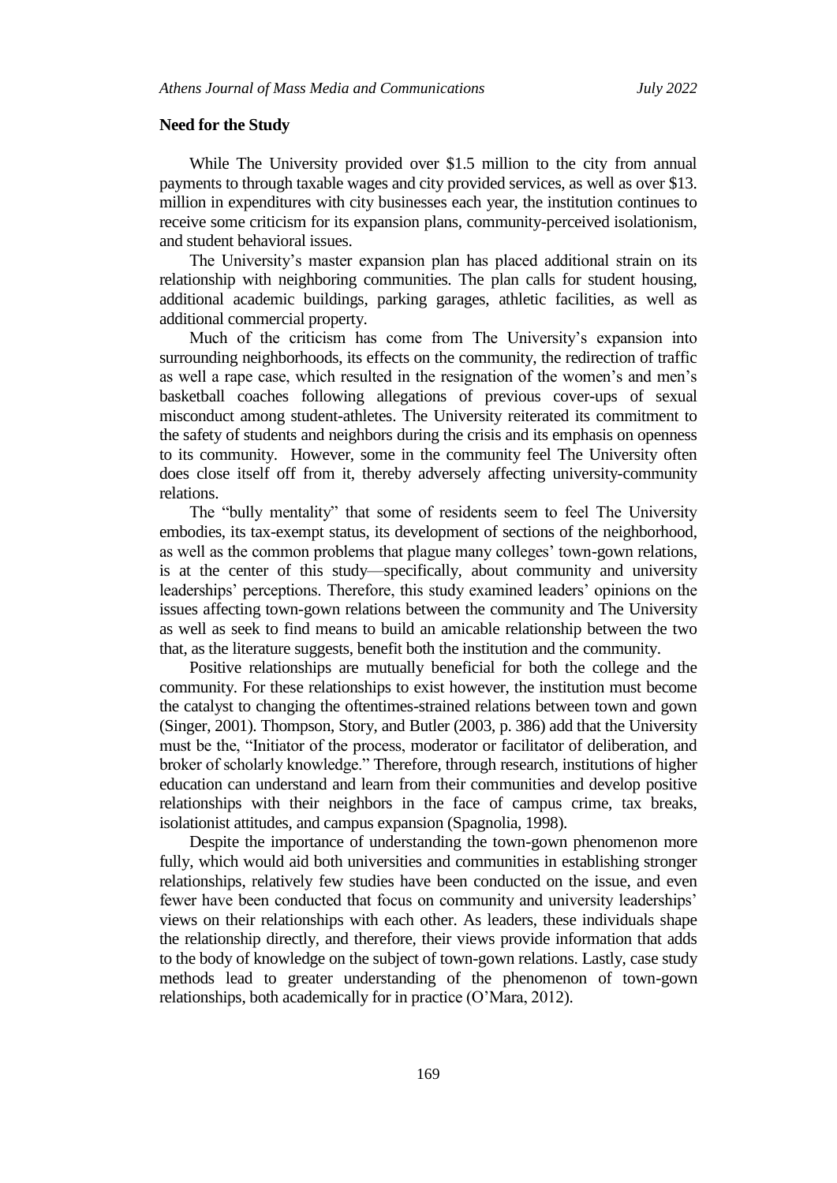### Need for the Study

While The University provided over $1.5 million to the city from annual payments to through taxable wages and city provided services, as well as over $13. million in expenditures with city businesses each year, the institution continues to receive some criticism for its expansion plans, community-perceived isolationism, and student behavioral issues.

The University's master expansion plan has placed additional strain on its relationship with neighboring communities. The plan calls for student housing, additional academic buildings, parking garages, athletic facilities, as well as additional commercial property.

Much of the criticism has come from The University's expansion into surrounding neighborhoods, its effects on the community, the redirection of traffic as well a rape case, which resulted in the resignation of the women's and men's basketball coaches following allegations of previous cover-ups of sexual misconduct among student-athletes. The University reiterated its commitment to the safety of students and neighbors during the crisis and its emphasis on openness to its community. However, some in the community feel The University often does close itself off from it, thereby adversely affecting university-community relations.

The "bully mentality" that some of residents seem to feel The University embodies, its tax-exempt status, its development of sections of the neighborhood, as well as the common problems that plague many colleges' town-gown relations, is at the center of this study—specifically, about community and university leaderships' perceptions. Therefore, this study examined leaders' opinions on the issues affecting town-gown relations between the community and The University as well as seek to find means to build an amicable relationship between the two that, as the literature suggests, benefit both the institution and the community.

Positive relationships are mutually beneficial for both the college and the community. For these relationships to exist however, the institution must become the catalyst to changing the oftentimes-strained relations between town and gown (Singer, 2001). Thompson, Story, and Butler (2003, p. 386) add that the University must be the, "Initiator of the process, moderator or facilitator of deliberation, and broker of scholarly knowledge." Therefore, through research, institutions of higher education can understand and learn from their communities and develop positive relationships with their neighbors in the face of campus crime, tax breaks, isolationist attitudes, and campus expansion (Spagnolia, 1998).

Despite the importance of understanding the town-gown phenomenon more fully, which would aid both universities and communities in establishing stronger relationships, relatively few studies have been conducted on the issue, and even fewer have been conducted that focus on community and university leaderships' views on their relationships with each other. As leaders, these individuals shape the relationship directly, and therefore, their views provide information that adds to the body of knowledge on the subject of town-gown relations. Lastly, case study methods lead to greater understanding of the phenomenon of town-gown relationships, both academically for in practice (O'Mara, 2012).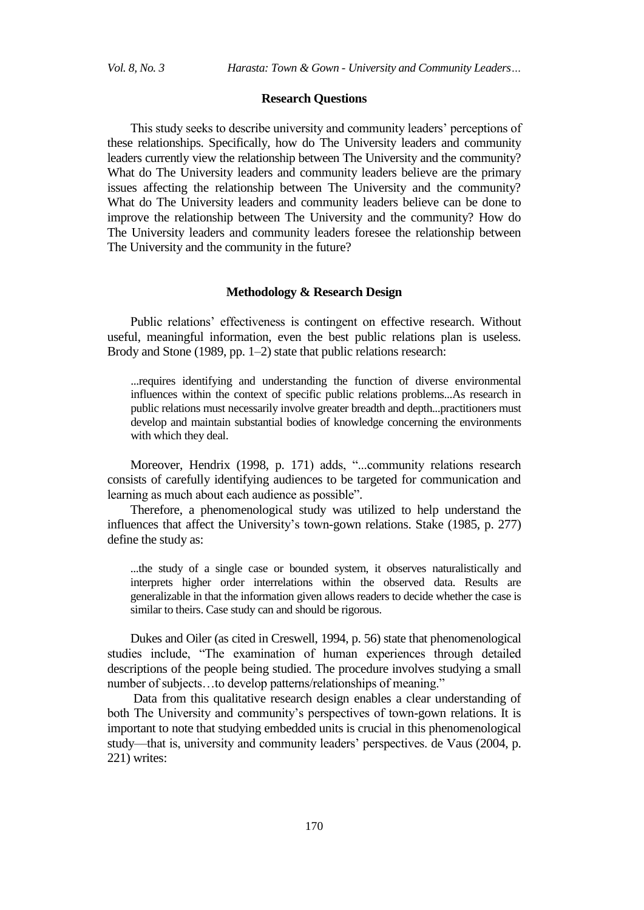## Research Questions

This study seeks to describe university and community leaders' perceptions of these relationships. Specifically, how do The University leaders and community leaders currently view the relationship between The University and the community? What do The University leaders and community leaders believe are the primary issues affecting the relationship between The University and the community? What do The University leaders and community leaders believe can be done to improve the relationship between The University and the community? How do The University leaders and community leaders foresee the relationship between The University and the community in the future?

## Methodology & Research Design

Public relations' effectiveness is contingent on effective research. Without useful, meaningful information, even the best public relations plan is useless. Brody and Stone (1989, pp. 1–2) state that public relations research:

> ...requires identifying and understanding the function of diverse environmental influences within the context of specific public relations problems...As research in public relations must necessarily involve greater breadth and depth...practitioners must develop and maintain substantial bodies of knowledge concerning the environments with which they deal.

Moreover, Hendrix (1998, p. 171) adds, "...community relations research consists of carefully identifying audiences to be targeted for communication and learning as much about each audience as possible".

Therefore, a phenomenological study was utilized to help understand the influences that affect the University's town-gown relations. Stake (1985, p. 277) define the study as:

> ...the study of a single case or bounded system, it observes naturalistically and interprets higher order interrelations within the observed data. Results are generalizable in that the information given allows readers to decide whether the case is similar to theirs. Case study can and should be rigorous.

Dukes and Oiler (as cited in Creswell, 1994, p. 56) state that phenomenological studies include, "The examination of human experiences through detailed descriptions of the people being studied. The procedure involves studying a small number of subjects…to develop patterns/relationships of meaning."

Data from this qualitative research design enables a clear understanding of both The University and community's perspectives of town-gown relations. It is important to note that studying embedded units is crucial in this phenomenological study—that is, university and community leaders' perspectives. de Vaus (2004, p. 221) writes: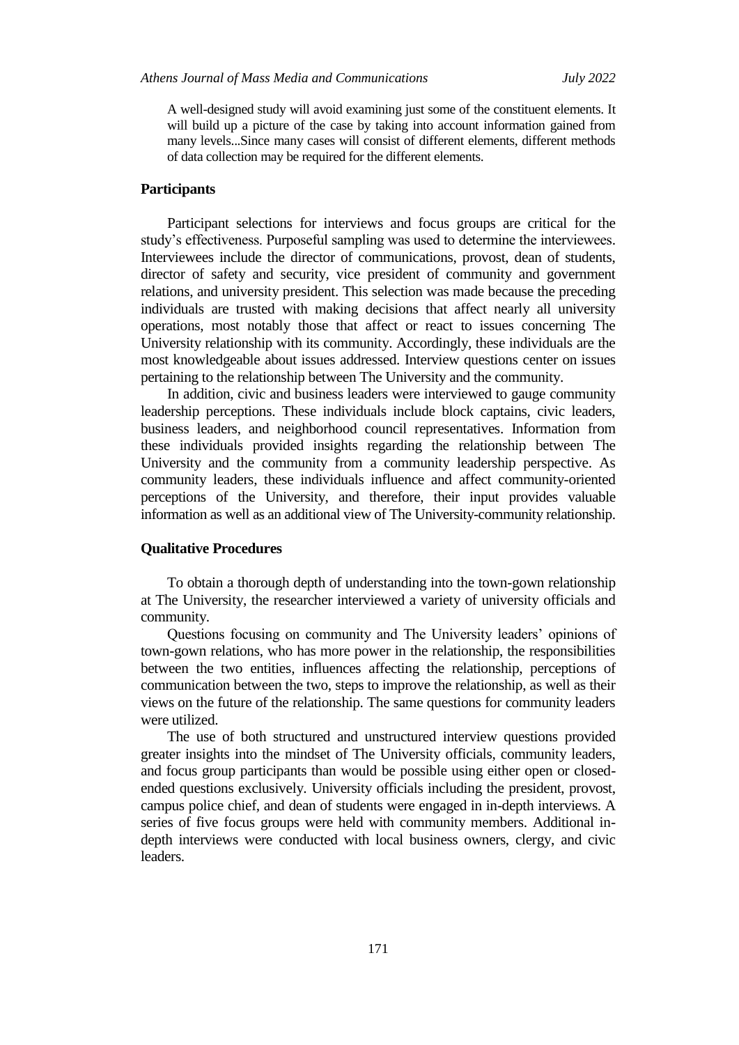> A well-designed study will avoid examining just some of the constituent elements. It will build up a picture of the case by taking into account information gained from many levels...Since many cases will consist of different elements, different methods of data collection may be required for the different elements.

### Participants

Participant selections for interviews and focus groups are critical for the study's effectiveness. Purposeful sampling was used to determine the interviewees. Interviewees include the director of communications, provost, dean of students, director of safety and security, vice president of community and government relations, and university president. This selection was made because the preceding individuals are trusted with making decisions that affect nearly all university operations, most notably those that affect or react to issues concerning The University relationship with its community. Accordingly, these individuals are the most knowledgeable about issues addressed. Interview questions center on issues pertaining to the relationship between The University and the community.

In addition, civic and business leaders were interviewed to gauge community leadership perceptions. These individuals include block captains, civic leaders, business leaders, and neighborhood council representatives. Information from these individuals provided insights regarding the relationship between The University and the community from a community leadership perspective. As community leaders, these individuals influence and affect community-oriented perceptions of the University, and therefore, their input provides valuable information as well as an additional view of The University-community relationship.

### Qualitative Procedures

To obtain a thorough depth of understanding into the town-gown relationship at The University, the researcher interviewed a variety of university officials and community.

Questions focusing on community and The University leaders' opinions of town-gown relations, who has more power in the relationship, the responsibilities between the two entities, influences affecting the relationship, perceptions of communication between the two, steps to improve the relationship, as well as their views on the future of the relationship. The same questions for community leaders were utilized.

The use of both structured and unstructured interview questions provided greater insights into the mindset of The University officials, community leaders, and focus group participants than would be possible using either open or closed-ended questions exclusively. University officials including the president, provost, campus police chief, and dean of students were engaged in in-depth interviews. A series of five focus groups were held with community members. Additional in-depth interviews were conducted with local business owners, clergy, and civic leaders.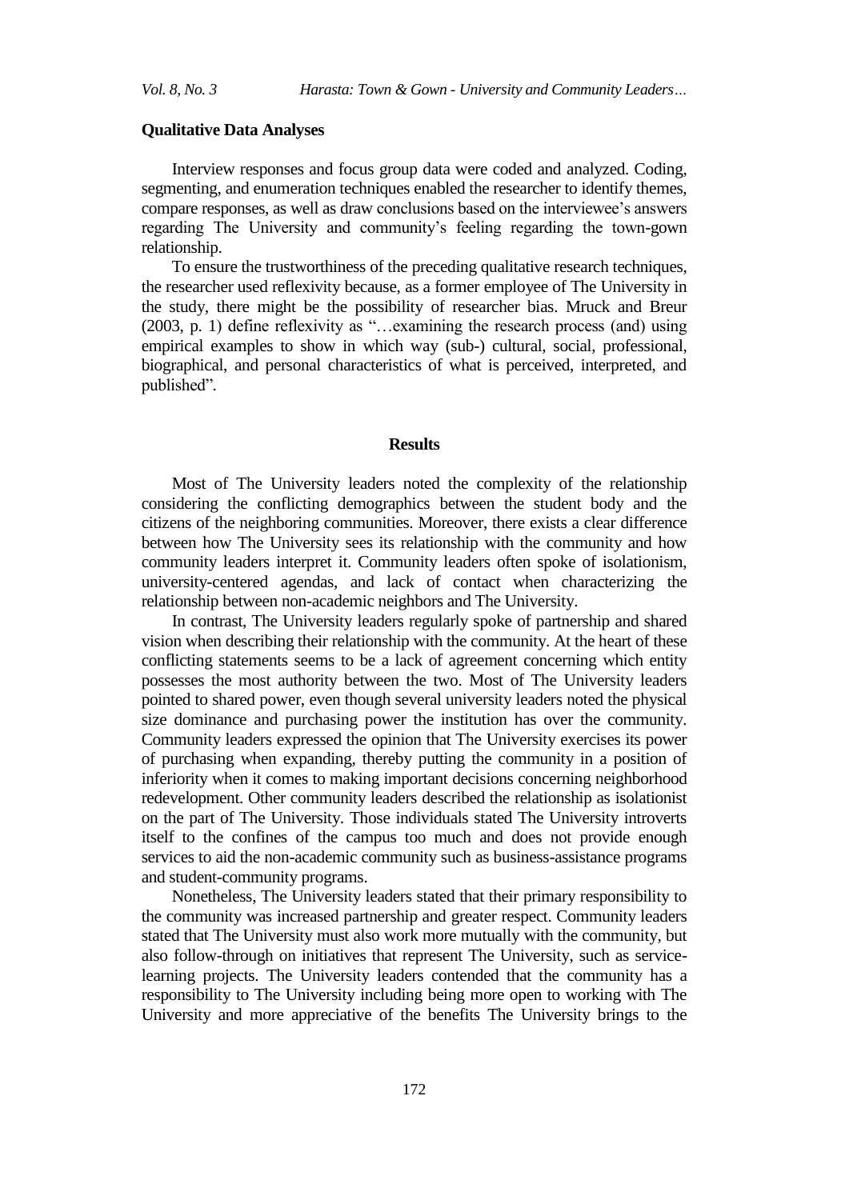### Qualitative Data Analyses

Interview responses and focus group data were coded and analyzed. Coding, segmenting, and enumeration techniques enabled the researcher to identify themes, compare responses, as well as draw conclusions based on the interviewee's answers regarding The University and community's feeling regarding the town-gown relationship.

To ensure the trustworthiness of the preceding qualitative research techniques, the researcher used reflexivity because, as a former employee of The University in the study, there might be the possibility of researcher bias. Mruck and Breur (2003, p. 1) define reflexivity as "…examining the research process (and) using empirical examples to show in which way (sub-) cultural, social, professional, biographical, and personal characteristics of what is perceived, interpreted, and published".

## Results

Most of The University leaders noted the complexity of the relationship considering the conflicting demographics between the student body and the citizens of the neighboring communities. Moreover, there exists a clear difference between how The University sees its relationship with the community and how community leaders interpret it. Community leaders often spoke of isolationism, university-centered agendas, and lack of contact when characterizing the relationship between non-academic neighbors and The University.

In contrast, The University leaders regularly spoke of partnership and shared vision when describing their relationship with the community. At the heart of these conflicting statements seems to be a lack of agreement concerning which entity possesses the most authority between the two. Most of The University leaders pointed to shared power, even though several university leaders noted the physical size dominance and purchasing power the institution has over the community. Community leaders expressed the opinion that The University exercises its power of purchasing when expanding, thereby putting the community in a position of inferiority when it comes to making important decisions concerning neighborhood redevelopment. Other community leaders described the relationship as isolationist on the part of The University. Those individuals stated The University introverts itself to the confines of the campus too much and does not provide enough services to aid the non-academic community such as business-assistance programs and student-community programs.

Nonetheless, The University leaders stated that their primary responsibility to the community was increased partnership and greater respect. Community leaders stated that The University must also work more mutually with the community, but also follow-through on initiatives that represent The University, such as service-learning projects. The University leaders contended that the community has a responsibility to The University including being more open to working with The University and more appreciative of the benefits The University brings to the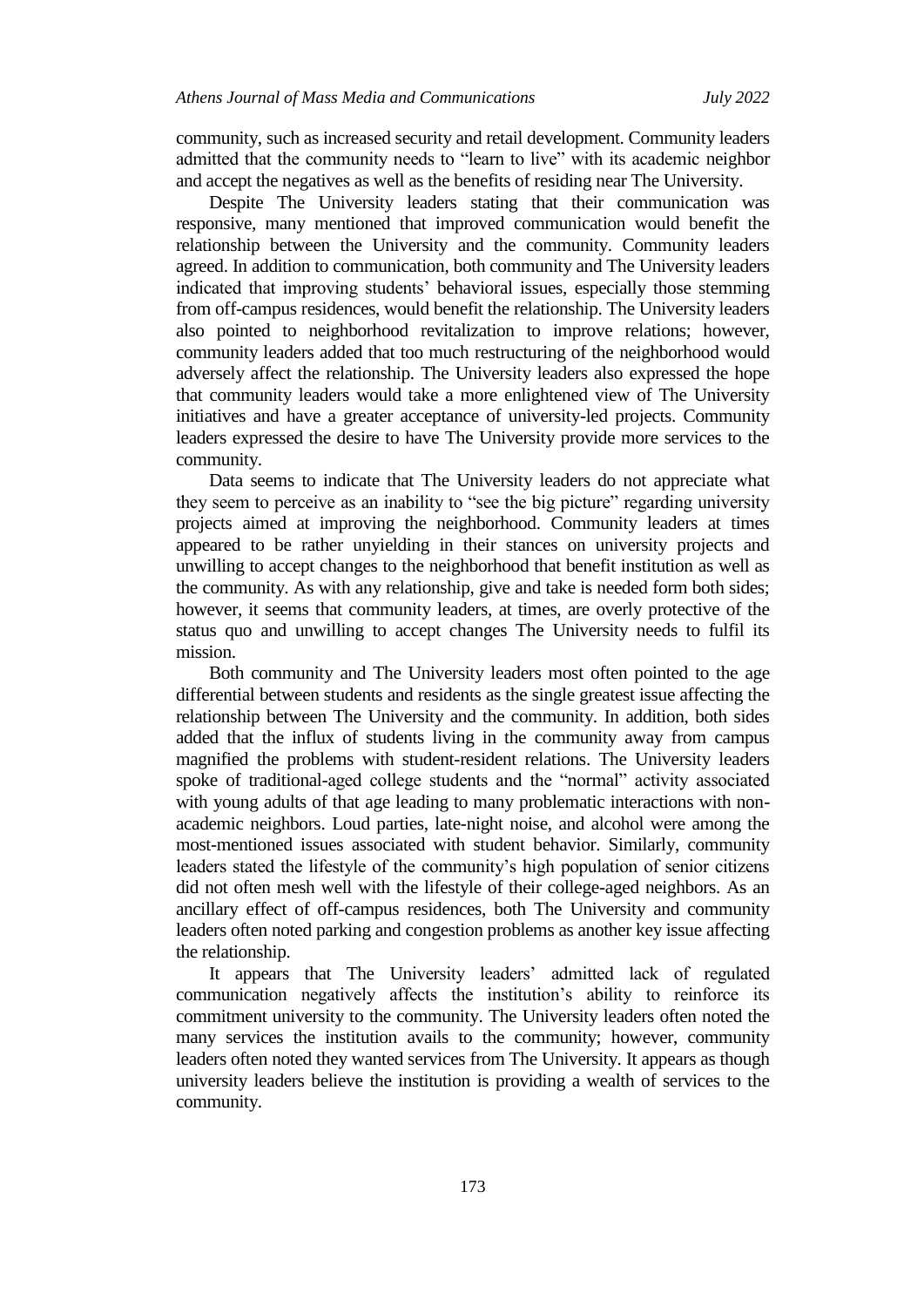community, such as increased security and retail development. Community leaders admitted that the community needs to "learn to live" with its academic neighbor and accept the negatives as well as the benefits of residing near The University.

Despite The University leaders stating that their communication was responsive, many mentioned that improved communication would benefit the relationship between the University and the community. Community leaders agreed. In addition to communication, both community and The University leaders indicated that improving students' behavioral issues, especially those stemming from off-campus residences, would benefit the relationship. The University leaders also pointed to neighborhood revitalization to improve relations; however, community leaders added that too much restructuring of the neighborhood would adversely affect the relationship. The University leaders also expressed the hope that community leaders would take a more enlightened view of The University initiatives and have a greater acceptance of university-led projects. Community leaders expressed the desire to have The University provide more services to the community.

Data seems to indicate that The University leaders do not appreciate what they seem to perceive as an inability to "see the big picture" regarding university projects aimed at improving the neighborhood. Community leaders at times appeared to be rather unyielding in their stances on university projects and unwilling to accept changes to the neighborhood that benefit institution as well as the community. As with any relationship, give and take is needed form both sides; however, it seems that community leaders, at times, are overly protective of the status quo and unwilling to accept changes The University needs to fulfil its mission.

Both community and The University leaders most often pointed to the age differential between students and residents as the single greatest issue affecting the relationship between The University and the community. In addition, both sides added that the influx of students living in the community away from campus magnified the problems with student-resident relations. The University leaders spoke of traditional-aged college students and the "normal" activity associated with young adults of that age leading to many problematic interactions with non-academic neighbors. Loud parties, late-night noise, and alcohol were among the most-mentioned issues associated with student behavior. Similarly, community leaders stated the lifestyle of the community's high population of senior citizens did not often mesh well with the lifestyle of their college-aged neighbors. As an ancillary effect of off-campus residences, both The University and community leaders often noted parking and congestion problems as another key issue affecting the relationship.

It appears that The University leaders' admitted lack of regulated communication negatively affects the institution's ability to reinforce its commitment university to the community. The University leaders often noted the many services the institution avails to the community; however, community leaders often noted they wanted services from The University. It appears as though university leaders believe the institution is providing a wealth of services to the community.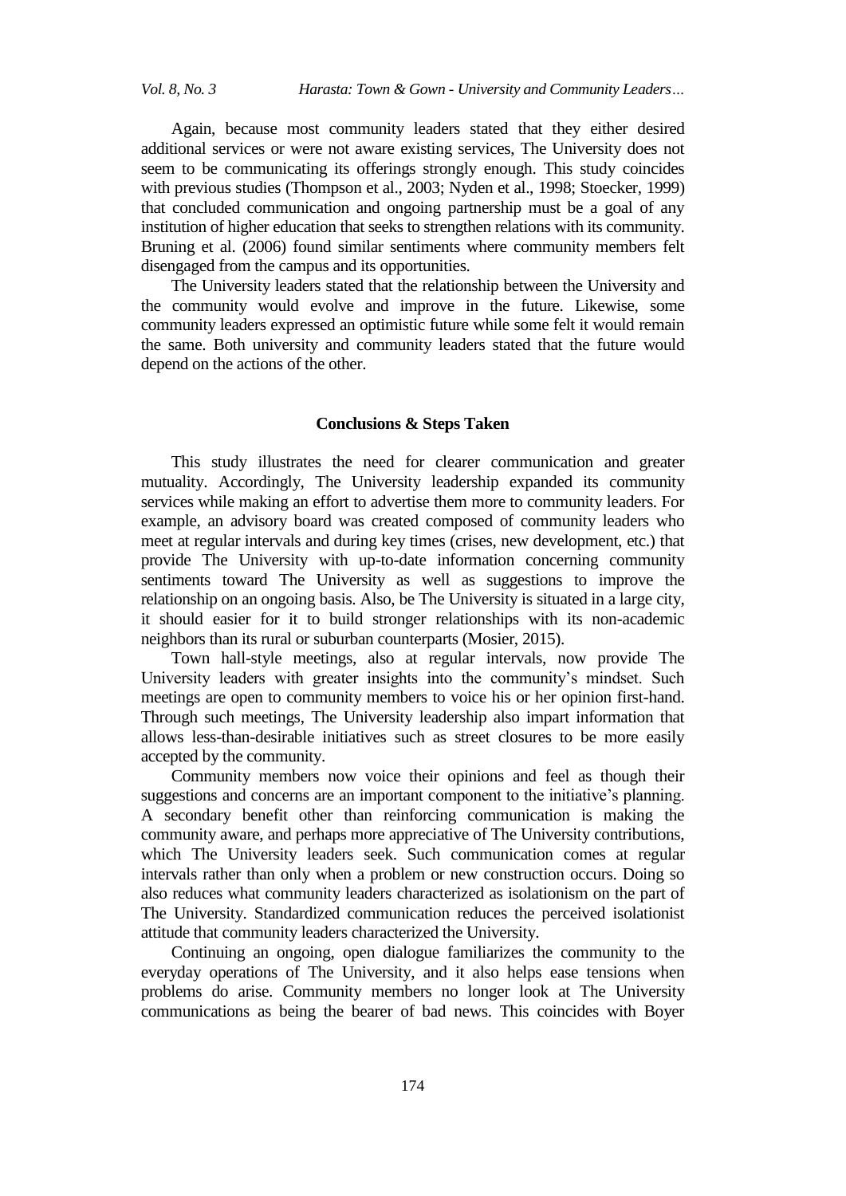Again, because most community leaders stated that they either desired additional services or were not aware existing services, The University does not seem to be communicating its offerings strongly enough. This study coincides with previous studies (Thompson et al., 2003; Nyden et al., 1998; Stoecker, 1999) that concluded communication and ongoing partnership must be a goal of any institution of higher education that seeks to strengthen relations with its community. Bruning et al. (2006) found similar sentiments where community members felt disengaged from the campus and its opportunities.

The University leaders stated that the relationship between the University and the community would evolve and improve in the future. Likewise, some community leaders expressed an optimistic future while some felt it would remain the same. Both university and community leaders stated that the future would depend on the actions of the other.

## Conclusions & Steps Taken

This study illustrates the need for clearer communication and greater mutuality. Accordingly, The University leadership expanded its community services while making an effort to advertise them more to community leaders. For example, an advisory board was created composed of community leaders who meet at regular intervals and during key times (crises, new development, etc.) that provide The University with up-to-date information concerning community sentiments toward The University as well as suggestions to improve the relationship on an ongoing basis. Also, be The University is situated in a large city, it should easier for it to build stronger relationships with its non-academic neighbors than its rural or suburban counterparts (Mosier, 2015).

Town hall-style meetings, also at regular intervals, now provide The University leaders with greater insights into the community's mindset. Such meetings are open to community members to voice his or her opinion first-hand. Through such meetings, The University leadership also impart information that allows less-than-desirable initiatives such as street closures to be more easily accepted by the community.

Community members now voice their opinions and feel as though their suggestions and concerns are an important component to the initiative's planning. A secondary benefit other than reinforcing communication is making the community aware, and perhaps more appreciative of The University contributions, which The University leaders seek. Such communication comes at regular intervals rather than only when a problem or new construction occurs. Doing so also reduces what community leaders characterized as isolationism on the part of The University. Standardized communication reduces the perceived isolationist attitude that community leaders characterized the University.

Continuing an ongoing, open dialogue familiarizes the community to the everyday operations of The University, and it also helps ease tensions when problems do arise. Community members no longer look at The University communications as being the bearer of bad news. This coincides with Boyer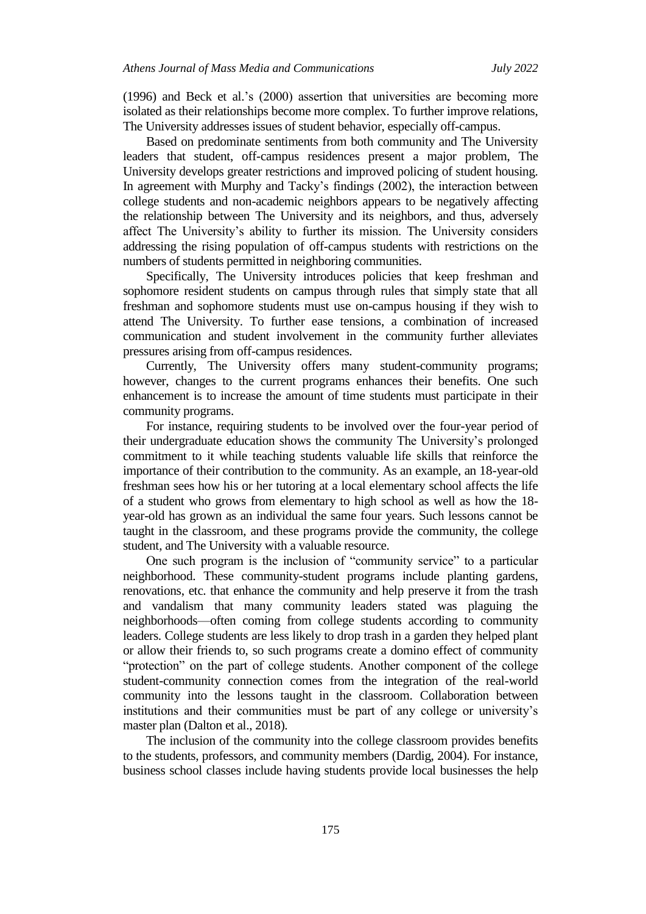(1996) and Beck et al.'s (2000) assertion that universities are becoming more isolated as their relationships become more complex. To further improve relations, The University addresses issues of student behavior, especially off-campus.

Based on predominate sentiments from both community and The University leaders that student, off-campus residences present a major problem, The University develops greater restrictions and improved policing of student housing. In agreement with Murphy and Tacky's findings (2002), the interaction between college students and non-academic neighbors appears to be negatively affecting the relationship between The University and its neighbors, and thus, adversely affect The University's ability to further its mission. The University considers addressing the rising population of off-campus students with restrictions on the numbers of students permitted in neighboring communities.

Specifically, The University introduces policies that keep freshman and sophomore resident students on campus through rules that simply state that all freshman and sophomore students must use on-campus housing if they wish to attend The University. To further ease tensions, a combination of increased communication and student involvement in the community further alleviates pressures arising from off-campus residences.

Currently, The University offers many student-community programs; however, changes to the current programs enhances their benefits. One such enhancement is to increase the amount of time students must participate in their community programs.

For instance, requiring students to be involved over the four-year period of their undergraduate education shows the community The University's prolonged commitment to it while teaching students valuable life skills that reinforce the importance of their contribution to the community. As an example, an 18-year-old freshman sees how his or her tutoring at a local elementary school affects the life of a student who grows from elementary to high school as well as how the 18-year-old has grown as an individual the same four years. Such lessons cannot be taught in the classroom, and these programs provide the community, the college student, and The University with a valuable resource.

One such program is the inclusion of "community service" to a particular neighborhood. These community-student programs include planting gardens, renovations, etc. that enhance the community and help preserve it from the trash and vandalism that many community leaders stated was plaguing the neighborhoods—often coming from college students according to community leaders. College students are less likely to drop trash in a garden they helped plant or allow their friends to, so such programs create a domino effect of community "protection" on the part of college students. Another component of the college student-community connection comes from the integration of the real-world community into the lessons taught in the classroom. Collaboration between institutions and their communities must be part of any college or university's master plan (Dalton et al., 2018).

The inclusion of the community into the college classroom provides benefits to the students, professors, and community members (Dardig, 2004). For instance, business school classes include having students provide local businesses the help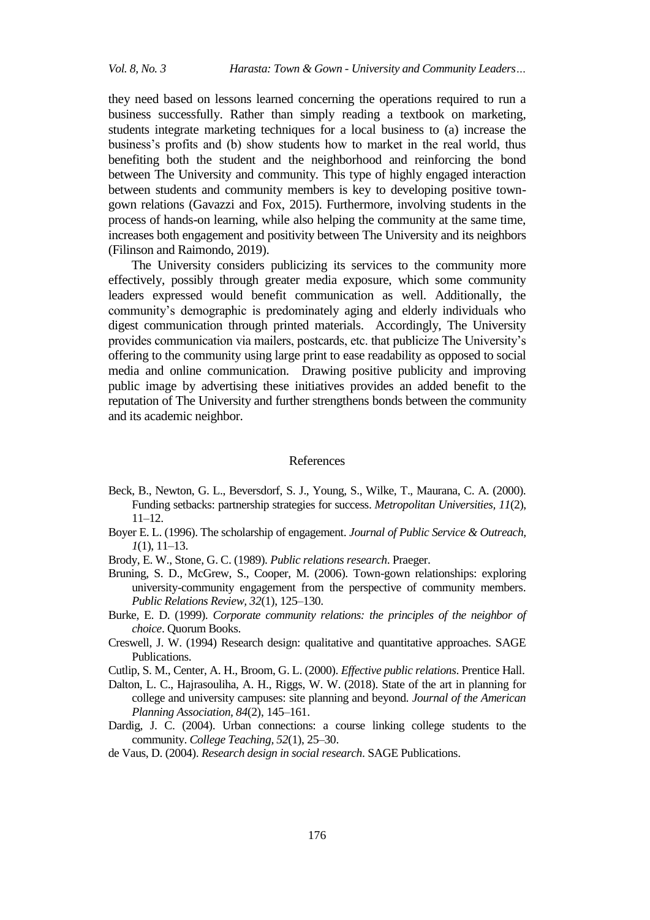they need based on lessons learned concerning the operations required to run a business successfully. Rather than simply reading a textbook on marketing, students integrate marketing techniques for a local business to (a) increase the business's profits and (b) show students how to market in the real world, thus benefiting both the student and the neighborhood and reinforcing the bond between The University and community. This type of highly engaged interaction between students and community members is key to developing positive town-gown relations (Gavazzi and Fox, 2015). Furthermore, involving students in the process of hands-on learning, while also helping the community at the same time, increases both engagement and positivity between The University and its neighbors (Filinson and Raimondo, 2019).

The University considers publicizing its services to the community more effectively, possibly through greater media exposure, which some community leaders expressed would benefit communication as well. Additionally, the community's demographic is predominately aging and elderly individuals who digest communication through printed materials. Accordingly, The University provides communication via mailers, postcards, etc. that publicize The University's offering to the community using large print to ease readability as opposed to social media and online communication. Drawing positive publicity and improving public image by advertising these initiatives provides an added benefit to the reputation of The University and further strengthens bonds between the community and its academic neighbor.

## References

Beck, B., Newton, G. L., Beversdorf, S. J., Young, S., Wilke, T., Maurana, C. A. (2000). Funding setbacks: partnership strategies for success. *Metropolitan Universities, 11*(2), 11–12.

Boyer E. L. (1996). The scholarship of engagement. *Journal of Public Service & Outreach, 1*(1), 11–13.

Brody, E. W., Stone, G. C. (1989). *Public relations research*. Praeger.

Bruning, S. D., McGrew, S., Cooper, M. (2006). Town-gown relationships: exploring university-community engagement from the perspective of community members. *Public Relations Review, 32*(1), 125–130.

Burke, E. D. (1999). *Corporate community relations: the principles of the neighbor of choice*. Quorum Books.

Creswell, J. W. (1994) Research design: qualitative and quantitative approaches. SAGE Publications.

Cutlip, S. M., Center, A. H., Broom, G. L. (2000). *Effective public relations*. Prentice Hall.

Dalton, L. C., Hajrasouliha, A. H., Riggs, W. W. (2018). State of the art in planning for college and university campuses: site planning and beyond. *Journal of the American Planning Association, 84*(2), 145–161.

Dardig, J. C. (2004). Urban connections: a course linking college students to the community. *College Teaching, 52*(1), 25–30.

de Vaus, D. (2004). *Research design in social research*. SAGE Publications.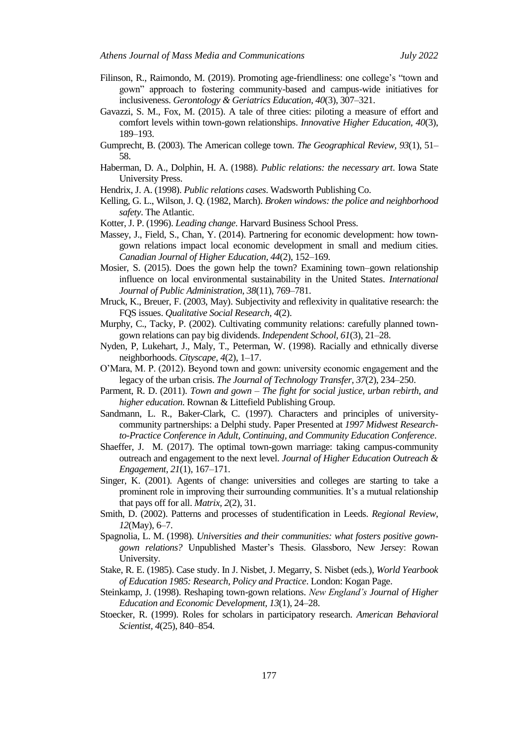Filinson, R., Raimondo, M. (2019). Promoting age-friendliness: one college's "town and gown" approach to fostering community-based and campus-wide initiatives for inclusiveness. *Gerontology & Geriatrics Education, 40*(3), 307–321.

Gavazzi, S. M., Fox, M. (2015). A tale of three cities: piloting a measure of effort and comfort levels within town-gown relationships. *Innovative Higher Education, 40*(3), 189–193.

Gumprecht, B. (2003). The American college town. *The Geographical Review, 93*(1), 51–58.

Haberman, D. A., Dolphin, H. A. (1988). *Public relations: the necessary art*. Iowa State University Press.

Hendrix, J. A. (1998). *Public relations cases*. Wadsworth Publishing Co.

Kelling, G. L., Wilson, J. Q. (1982, March). *Broken windows: the police and neighborhood safety*. The Atlantic.

Kotter, J. P. (1996). *Leading change*. Harvard Business School Press.

Massey, J., Field, S., Chan, Y. (2014). Partnering for economic development: how town-gown relations impact local economic development in small and medium cities. *Canadian Journal of Higher Education, 44*(2), 152–169.

Mosier, S. (2015). Does the gown help the town? Examining town–gown relationship influence on local environmental sustainability in the United States. *International Journal of Public Administration, 38*(11), 769–781.

Mruck, K., Breuer, F. (2003, May). Subjectivity and reflexivity in qualitative research: the FQS issues. *Qualitative Social Research, 4*(2).

Murphy, C., Tacky, P. (2002). Cultivating community relations: carefully planned town-gown relations can pay big dividends. *Independent School, 61*(3), 21–28.

Nyden, P, Lukehart, J., Maly, T., Peterman, W. (1998). Racially and ethnically diverse neighborhoods. *Cityscape, 4*(2), 1–17.

O'Mara, M. P. (2012). Beyond town and gown: university economic engagement and the legacy of the urban crisis. *The Journal of Technology Transfer, 37*(2), 234–250.

Parment, R. D. (2011). *Town and gown – The fight for social justice, urban rebirth, and higher education*. Rownan & Littefield Publishing Group.

Sandmann, L. R., Baker-Clark, C. (1997). Characters and principles of university-community partnerships: a Delphi study. Paper Presented at *1997 Midwest Research-to-Practice Conference in Adult, Continuing, and Community Education Conference*.

Shaeffer, J. M. (2017). The optimal town-gown marriage: taking campus-community outreach and engagement to the next level. *Journal of Higher Education Outreach & Engagement, 21*(1), 167–171.

Singer, K. (2001). Agents of change: universities and colleges are starting to take a prominent role in improving their surrounding communities. It's a mutual relationship that pays off for all. *Matrix, 2*(2), 31.

Smith, D. (2002). Patterns and processes of studentification in Leeds. *Regional Review, 12*(May), 6–7.

Spagnolia, L. M. (1998). *Universities and their communities: what fosters positive gown-gown relations?* Unpublished Master's Thesis. Glassboro, New Jersey: Rowan University.

Stake, R. E. (1985). Case study. In J. Nisbet, J. Megarry, S. Nisbet (eds.), *World Yearbook of Education 1985: Research, Policy and Practice*. London: Kogan Page.

Steinkamp, J. (1998). Reshaping town-gown relations. *New England's Journal of Higher Education and Economic Development, 13*(1), 24–28.

Stoecker, R. (1999). Roles for scholars in participatory research. *American Behavioral Scientist, 4*(25), 840–854.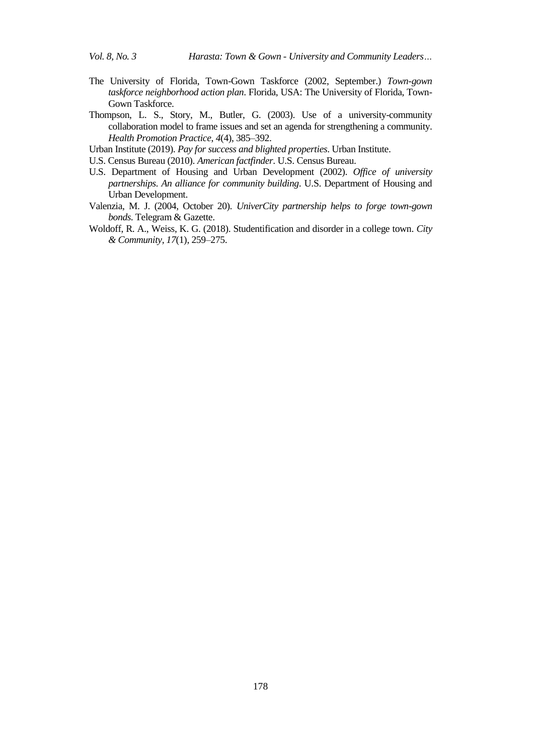The University of Florida, Town-Gown Taskforce (2002, September.) *Town-gown taskforce neighborhood action plan*. Florida, USA: The University of Florida, Town-Gown Taskforce.

Thompson, L. S., Story, M., Butler, G. (2003). Use of a university-community collaboration model to frame issues and set an agenda for strengthening a community. *Health Promotion Practice*, *4*(4), 385–392.

Urban Institute (2019). *Pay for success and blighted properties*. Urban Institute.

U.S. Census Bureau (2010). *American factfinder*. U.S. Census Bureau.

U.S. Department of Housing and Urban Development (2002). *Office of university partnerships. An alliance for community building*. U.S. Department of Housing and Urban Development.

Valenzia, M. J. (2004, October 20). *UniverCity partnership helps to forge town-gown bonds*. Telegram & Gazette.

Woldoff, R. A., Weiss, K. G. (2018). Studentification and disorder in a college town. *City & Community*, *17*(1), 259–275.